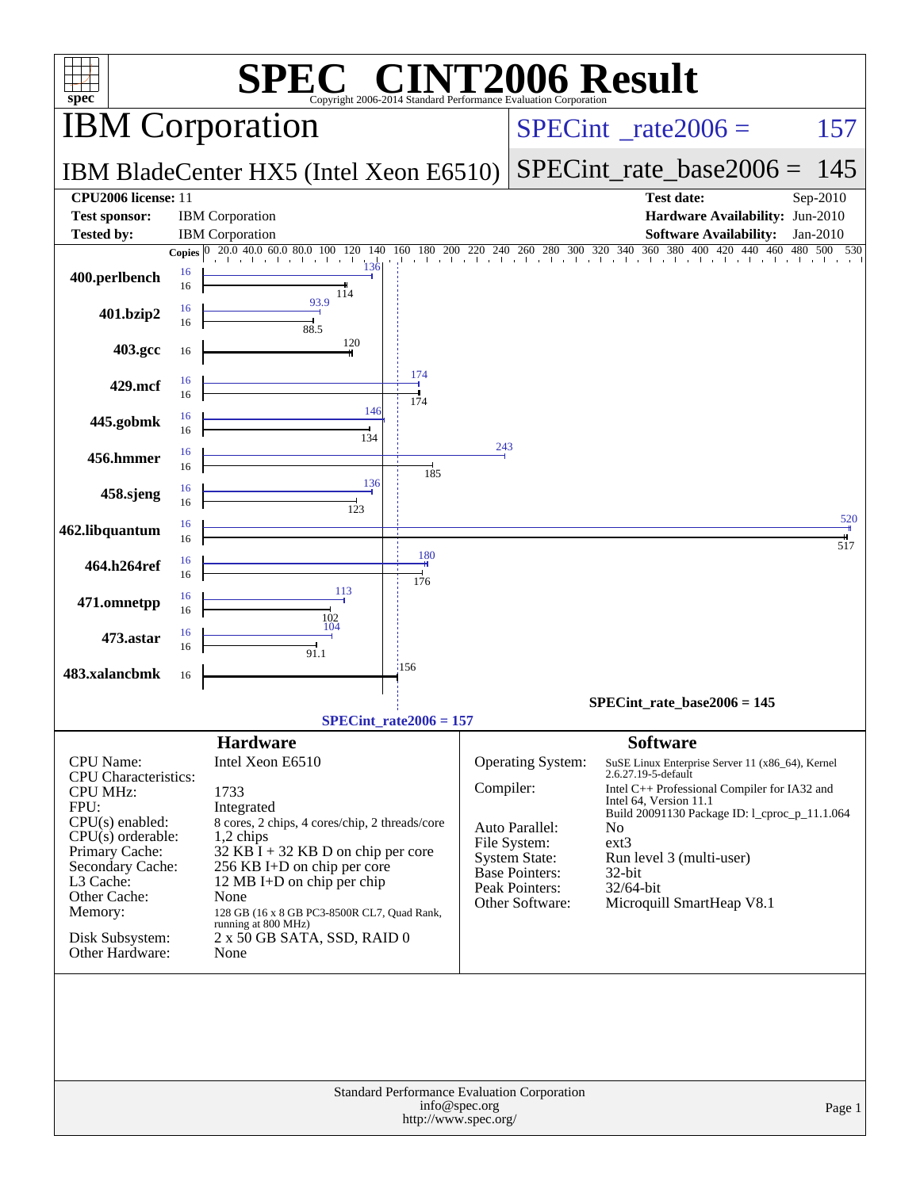# SPEC CINT2006 Result

Copyright 2006-2014 Standard Performance Evaluation Corporation

## IBM Corporation

**SPECint_rate2006 = 157**

IBM BladeCenter HX5 (Intel Xeon E6510)

**SPECint_rate_base2006 = 145**

| | | | |
|---|---|---|---|
| **CPU2006 license:** | 11 | **Test date:** | Sep-2010 |
| **Test sponsor:** | IBM Corporation | **Hardware Availability:** | Jun-2010 |
| **Tested by:** | IBM Corporation | **Software Availability:** | Jan-2010 |

| Benchmark | Copies (peak) | Peak | Copies (base) | Base |
|---|---|---|---|---|
| 400.perlbench | 16 | 136 | 16 | 114 |
| 401.bzip2 | 16 | 93.9 | 16 | 88.5 |
| 403.gcc | | | 16 | 120 |
| 429.mcf | 16 | 174 | 16 | 174 |
| 445.gobmk | 16 | 146 | 16 | 134 |
| 456.hmmer | 16 | 243 | 16 | 185 |
| 458.sjeng | 16 | 136 | 16 | 123 |
| 462.libquantum | 16 | 520 | 16 | 517 |
| 464.h264ref | 16 | 180 | 16 | 176 |
| 471.omnetpp | 16 | 113 | 16 | 102 |
| 473.astar | 16 | 104 | 16 | 91.1 |
| 483.xalancbmk | | | 16 | 156 |

SPECint_rate_base2006 = 145

SPECint_rate2006 = 157

### Hardware

| | |
|---|---|
| CPU Name: | Intel Xeon E6510 |
| CPU Characteristics: | |
| CPU MHz: | 1733 |
| FPU: | Integrated |
| CPU(s) enabled: | 8 cores, 2 chips, 4 cores/chip, 2 threads/core |
| CPU(s) orderable: | 1,2 chips |
| Primary Cache: | 32 KB I + 32 KB D on chip per core |
| Secondary Cache: | 256 KB I+D on chip per core |
| L3 Cache: | 12 MB I+D on chip per chip |
| Other Cache: | None |
| Memory: | 128 GB (16 x 8 GB PC3-8500R CL7, Quad Rank, running at 800 MHz) |
| Disk Subsystem: | 2 x 50 GB SATA, SSD, RAID 0 |
| Other Hardware: | None |

### Software

| | |
|---|---|
| Operating System: | SuSE Linux Enterprise Server 11 (x86_64), Kernel 2.6.27.19-5-default |
| Compiler: | Intel C++ Professional Compiler for IA32 and Intel 64, Version 11.1 Build 20091130 Package ID: l_cproc_p_11.1.064 |
| Auto Parallel: | No |
| File System: | ext3 |
| System State: | Run level 3 (multi-user) |
| Base Pointers: | 32-bit |
| Peak Pointers: | 32/64-bit |
| Other Software: | Microquill SmartHeap V8.1 |

Standard Performance Evaluation Corporation
info@spec.org
http://www.spec.org/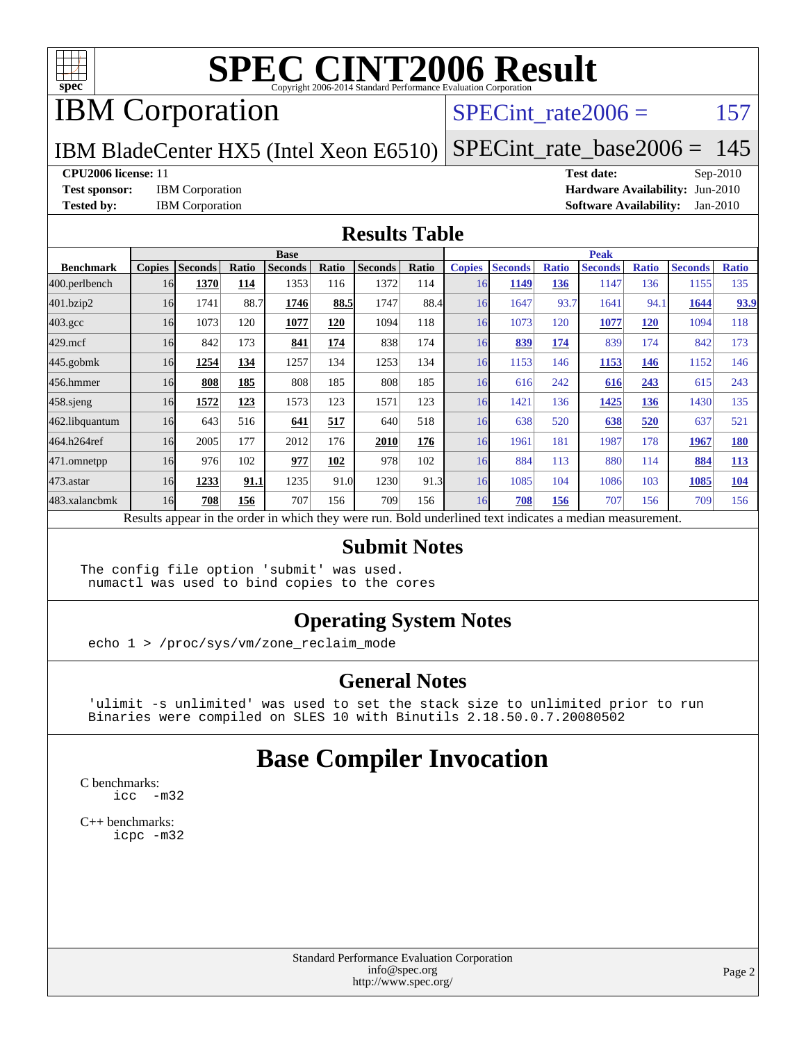# SPEC CINT2006 Result

Copyright 2006-2014 Standard Performance Evaluation Corporation

# IBM Corporation

IBM BladeCenter HX5 (Intel Xeon E6510)

SPECint_rate2006 = 157

SPECint_rate_base2006 = 145

**CPU2006 license:** 11

**Test sponsor:** IBM Corporation

**Tested by:** IBM Corporation

**Test date:** Sep-2010

**Hardware Availability:** Jun-2010

**Software Availability:** Jan-2010

## Results Table

| Benchmark | Base | | | | | | | Peak | | | | | | |
|---|---|---|---|---|---|---|---|---|---|---|---|---|---|---|
| | Copies | Seconds | Ratio | Seconds | Ratio | Seconds | Ratio | Copies | Seconds | Ratio | Seconds | Ratio | Seconds | Ratio |
| 400.perlbench | 16 | **1370** | **114** | 1353 | 116 | 1372 | 114 | 16 | **1149** | **136** | 1147 | 136 | 1155 | 135 |
| 401.bzip2 | 16 | 1741 | 88.7 | **1746** | **88.5** | 1747 | 88.4 | 16 | 1647 | 93.7 | 1641 | 94.1 | **1644** | **93.9** |
| 403.gcc | 16 | 1073 | 120 | **1077** | **120** | 1094 | 118 | 16 | 1073 | 120 | **1077** | **120** | 1094 | 118 |
| 429.mcf | 16 | 842 | 173 | **841** | **174** | 838 | 174 | 16 | **839** | **174** | 839 | 174 | 842 | 173 |
| 445.gobmk | 16 | **1254** | **134** | 1257 | 134 | 1253 | 134 | 16 | 1153 | 146 | **1153** | **146** | 1152 | 146 |
| 456.hmmer | 16 | **808** | **185** | 808 | 185 | 808 | 185 | 16 | 616 | 242 | **616** | **243** | 615 | 243 |
| 458.sjeng | 16 | **1572** | **123** | 1573 | 123 | 1571 | 123 | 16 | 1421 | 136 | **1425** | **136** | 1430 | 135 |
| 462.libquantum | 16 | 643 | 516 | **641** | **517** | 640 | 518 | 16 | 638 | 520 | **638** | **520** | 637 | 521 |
| 464.h264ref | 16 | 2005 | 177 | 2012 | 176 | **2010** | **176** | 16 | 1961 | 181 | 1987 | 178 | **1967** | **180** |
| 471.omnetpp | 16 | 976 | 102 | **977** | **102** | 978 | 102 | 16 | 884 | 113 | 880 | 114 | **884** | **113** |
| 473.astar | 16 | **1233** | **91.1** | 1235 | 91.0 | 1230 | 91.3 | 16 | 1085 | 104 | 1086 | 103 | **1085** | **104** |
| 483.xalancbmk | 16 | **708** | **156** | 707 | 156 | 709 | 156 | 16 | **708** | **156** | 707 | 156 | 709 | 156 |

Results appear in the order in which they were run. Bold underlined text indicates a median measurement.

## Submit Notes

```
The config file option 'submit' was used.
 numactl was used to bind copies to the cores
```

## Operating System Notes

```
echo 1 > /proc/sys/vm/zone_reclaim_mode
```

## General Notes

```
'ulimit -s unlimited' was used to set the stack size to unlimited prior to run
Binaries were compiled on SLES 10 with Binutils 2.18.50.0.7.20080502
```

# Base Compiler Invocation

C benchmarks:
```
icc  -m32
```

C++ benchmarks:
```
icpc -m32
```

Standard Performance Evaluation Corporation
info@spec.org
http://www.spec.org/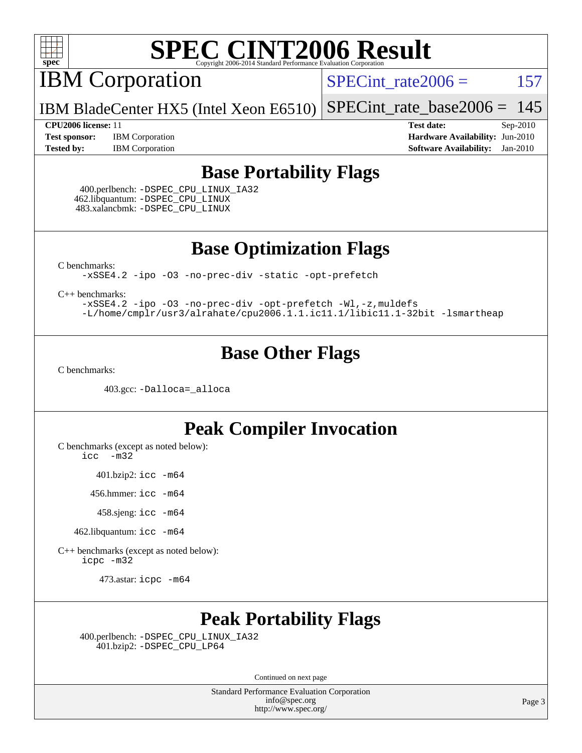# SPEC CINT2006 Result

## IBM Corporation

**IBM BladeCenter HX5 (Intel Xeon E6510)**

SPECint_rate2006 = 157

SPECint_rate_base2006 = 145

**CPU2006 license:** 11
**Test sponsor:** IBM Corporation
**Tested by:** IBM Corporation

**Test date:** Sep-2010
**Hardware Availability:** Jun-2010
**Software Availability:** Jan-2010

## Base Portability Flags

400.perlbench: -DSPEC_CPU_LINUX_IA32
462.libquantum: -DSPEC_CPU_LINUX
483.xalancbmk: -DSPEC_CPU_LINUX

## Base Optimization Flags

C benchmarks:
```
-xSSE4.2 -ipo -O3 -no-prec-div -static -opt-prefetch
```

C++ benchmarks:
```
-xSSE4.2 -ipo -O3 -no-prec-div -opt-prefetch -Wl,-z,muldefs
-L/home/cmplr/usr3/alrahate/cpu2006.1.1.ic11.1/libic11.1-32bit -lsmartheap
```

## Base Other Flags

C benchmarks:

403.gcc: -Dalloca=_alloca

## Peak Compiler Invocation

C benchmarks (except as noted below):
```
icc  -m32
```

401.bzip2: icc -m64

456.hmmer: icc -m64

458.sjeng: icc -m64

462.libquantum: icc -m64

C++ benchmarks (except as noted below):
```
icpc -m32
```

473.astar: icpc -m64

## Peak Portability Flags

400.perlbench: -DSPEC_CPU_LINUX_IA32
401.bzip2: -DSPEC_CPU_LP64

Continued on next page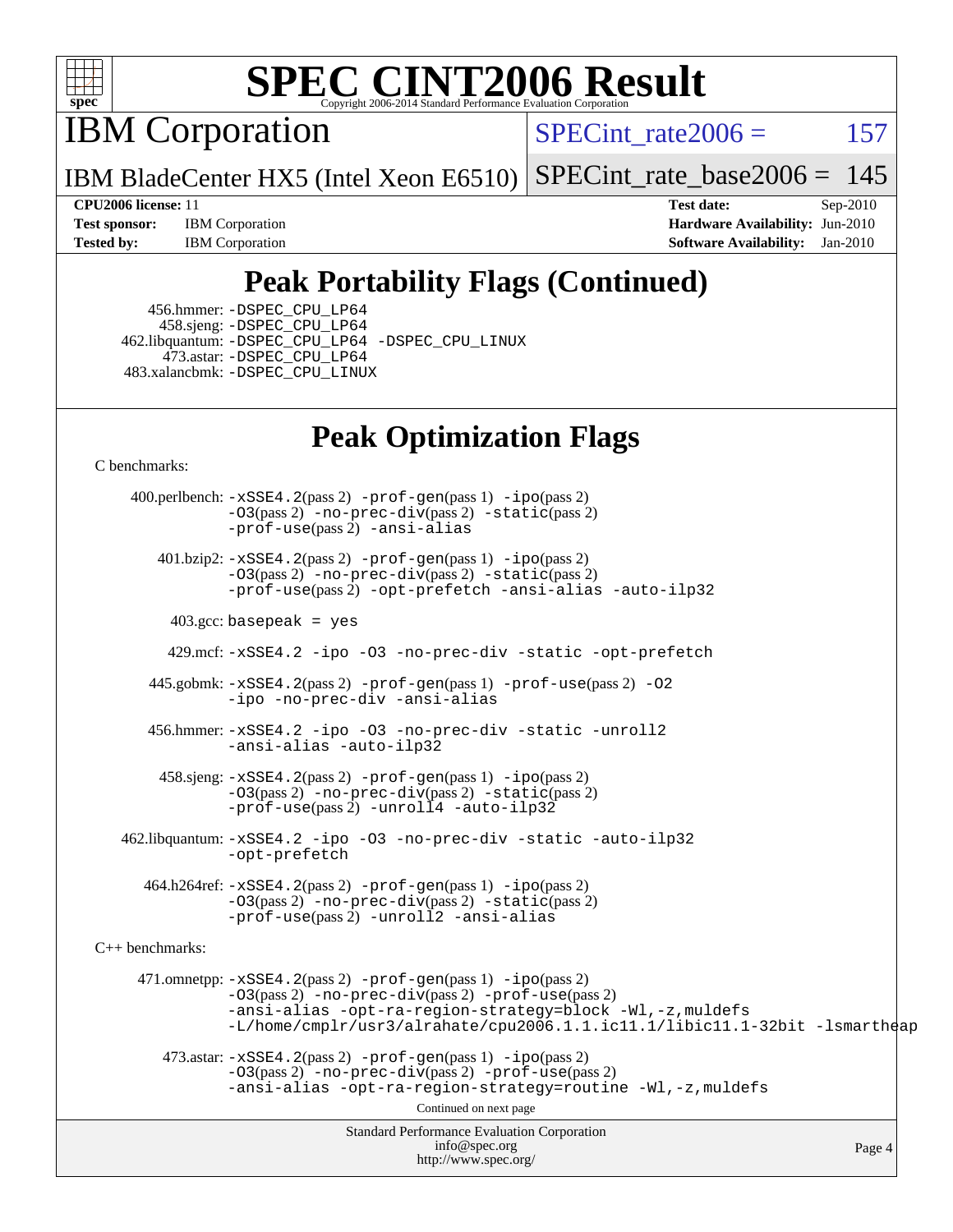# SPEC CINT2006 Result

Copyright 2006-2014 Standard Performance Evaluation Corporation

## IBM Corporation

IBM BladeCenter HX5 (Intel Xeon E6510)

SPECint_rate2006 = 157

SPECint_rate_base2006 = 145

**CPU2006 license:** 11
**Test sponsor:** IBM Corporation
**Tested by:** IBM Corporation

**Test date:** Sep-2010
**Hardware Availability:** Jun-2010
**Software Availability:** Jan-2010

## Peak Portability Flags (Continued)

456.hmmer: -DSPEC_CPU_LP64
458.sjeng: -DSPEC_CPU_LP64
462.libquantum: -DSPEC_CPU_LP64 -DSPEC_CPU_LINUX
473.astar: -DSPEC_CPU_LP64
483.xalancbmk: -DSPEC_CPU_LINUX

## Peak Optimization Flags

C benchmarks:

400.perlbench: -xSSE4.2(pass 2) -prof-gen(pass 1) -ipo(pass 2) -O3(pass 2) -no-prec-div(pass 2) -static(pass 2) -prof-use(pass 2) -ansi-alias

401.bzip2: -xSSE4.2(pass 2) -prof-gen(pass 1) -ipo(pass 2) -O3(pass 2) -no-prec-div(pass 2) -static(pass 2) -prof-use(pass 2) -opt-prefetch -ansi-alias -auto-ilp32

403.gcc: basepeak = yes

429.mcf: -xSSE4.2 -ipo -O3 -no-prec-div -static -opt-prefetch

445.gobmk: -xSSE4.2(pass 2) -prof-gen(pass 1) -prof-use(pass 2) -O2 -ipo -no-prec-div -ansi-alias

456.hmmer: -xSSE4.2 -ipo -O3 -no-prec-div -static -unroll2 -ansi-alias -auto-ilp32

458.sjeng: -xSSE4.2(pass 2) -prof-gen(pass 1) -ipo(pass 2) -O3(pass 2) -no-prec-div(pass 2) -static(pass 2) -prof-use(pass 2) -unroll4 -auto-ilp32

462.libquantum: -xSSE4.2 -ipo -O3 -no-prec-div -static -auto-ilp32 -opt-prefetch

464.h264ref: -xSSE4.2(pass 2) -prof-gen(pass 1) -ipo(pass 2) -O3(pass 2) -no-prec-div(pass 2) -static(pass 2) -prof-use(pass 2) -unroll2 -ansi-alias

C++ benchmarks:

471.omnetpp: -xSSE4.2(pass 2) -prof-gen(pass 1) -ipo(pass 2) -O3(pass 2) -no-prec-div(pass 2) -prof-use(pass 2) -ansi-alias -opt-ra-region-strategy=block -Wl,-z,muldefs -L/home/cmplr/usr3/alrahate/cpu2006.1.1.ic11.1/libic11.1-32bit -lsmartheap

473.astar: -xSSE4.2(pass 2) -prof-gen(pass 1) -ipo(pass 2) -O3(pass 2) -no-prec-div(pass 2) -prof-use(pass 2) -ansi-alias -opt-ra-region-strategy=routine -Wl,-z,muldefs

Continued on next page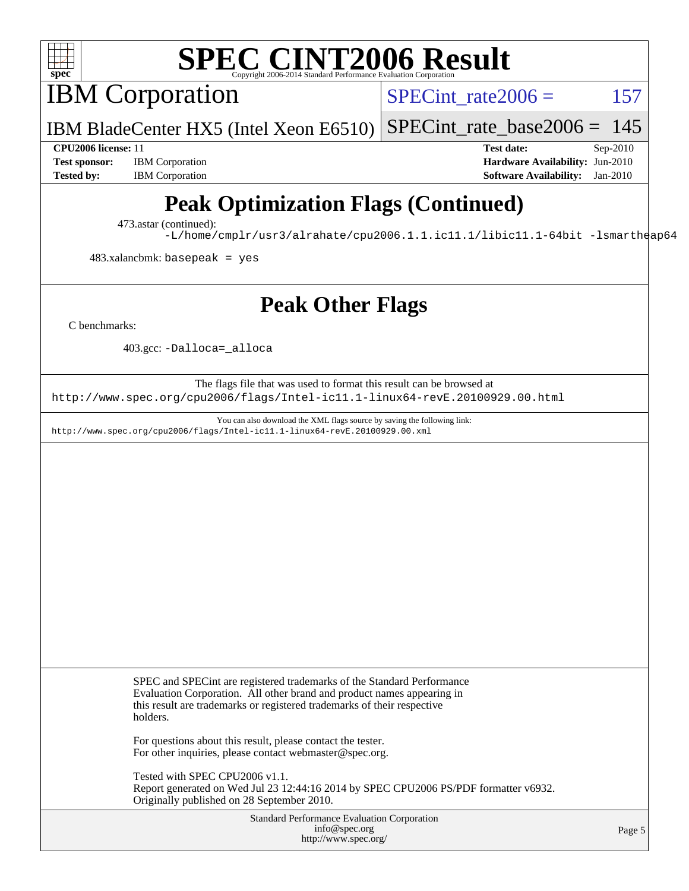# Peak Optimization Flags (Continued)

473.astar (continued):
`-L/home/cmplr/usr3/alrahate/cpu2006.1.1.ic11.1/libic11.1-64bit -lsmartheap64`

483.xalancbmk: `basepeak = yes`

# Peak Other Flags

C benchmarks:

403.gcc: `-Dalloca=_alloca`

The flags file that was used to format this result can be browsed at
http://www.spec.org/cpu2006/flags/Intel-ic11.1-linux64-revE.20100929.00.html

You can also download the XML flags source by saving the following link:
http://www.spec.org/cpu2006/flags/Intel-ic11.1-linux64-revE.20100929.00.xml

SPEC and SPECint are registered trademarks of the Standard Performance Evaluation Corporation. All other brand and product names appearing in this result are trademarks or registered trademarks of their respective holders.

For questions about this result, please contact the tester.
For other inquiries, please contact webmaster@spec.org.

Tested with SPEC CPU2006 v1.1.
Report generated on Wed Jul 23 12:44:16 2014 by SPEC CPU2006 PS/PDF formatter v6932.
Originally published on 28 September 2010.